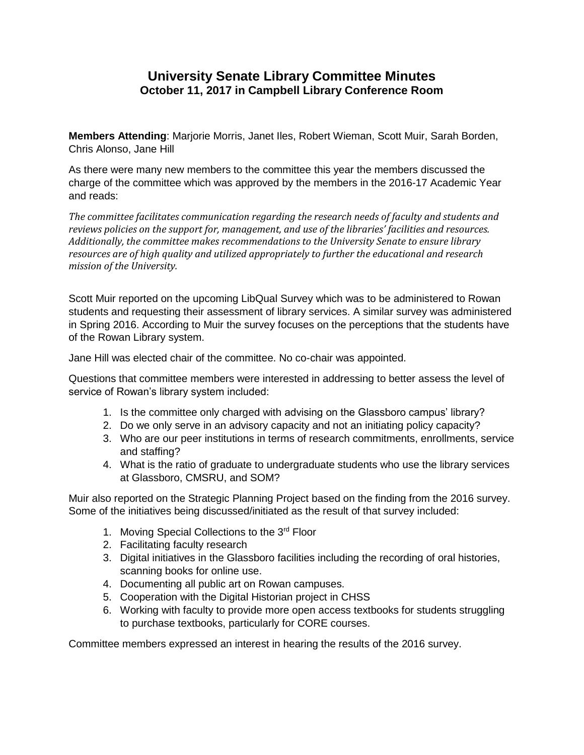# University Senate Library Committee Minutes
## October 11, 2017 in Campbell Library Conference Room

**Members Attending**: Marjorie Morris, Janet Iles, Robert Wieman, Scott Muir, Sarah Borden, Chris Alonso, Jane Hill

As there were many new members to the committee this year the members discussed the charge of the committee which was approved by the members in the 2016-17 Academic Year and reads:

*The committee facilitates communication regarding the research needs of faculty and students and reviews policies on the support for, management, and use of the libraries' facilities and resources. Additionally, the committee makes recommendations to the University Senate to ensure library resources are of high quality and utilized appropriately to further the educational and research mission of the University.*

Scott Muir reported on the upcoming LibQual Survey which was to be administered to Rowan students and requesting their assessment of library services. A similar survey was administered in Spring 2016. According to Muir the survey focuses on the perceptions that the students have of the Rowan Library system.

Jane Hill was elected chair of the committee. No co-chair was appointed.

Questions that committee members were interested in addressing to better assess the level of service of Rowan's library system included:

1. Is the committee only charged with advising on the Glassboro campus' library?
2. Do we only serve in an advisory capacity and not an initiating policy capacity?
3. Who are our peer institutions in terms of research commitments, enrollments, service and staffing?
4. What is the ratio of graduate to undergraduate students who use the library services at Glassboro, CMSRU, and SOM?

Muir also reported on the Strategic Planning Project based on the finding from the 2016 survey. Some of the initiatives being discussed/initiated as the result of that survey included:

1. Moving Special Collections to the 3rd Floor
2. Facilitating faculty research
3. Digital initiatives in the Glassboro facilities including the recording of oral histories, scanning books for online use.
4. Documenting all public art on Rowan campuses.
5. Cooperation with the Digital Historian project in CHSS
6. Working with faculty to provide more open access textbooks for students struggling to purchase textbooks, particularly for CORE courses.

Committee members expressed an interest in hearing the results of the 2016 survey.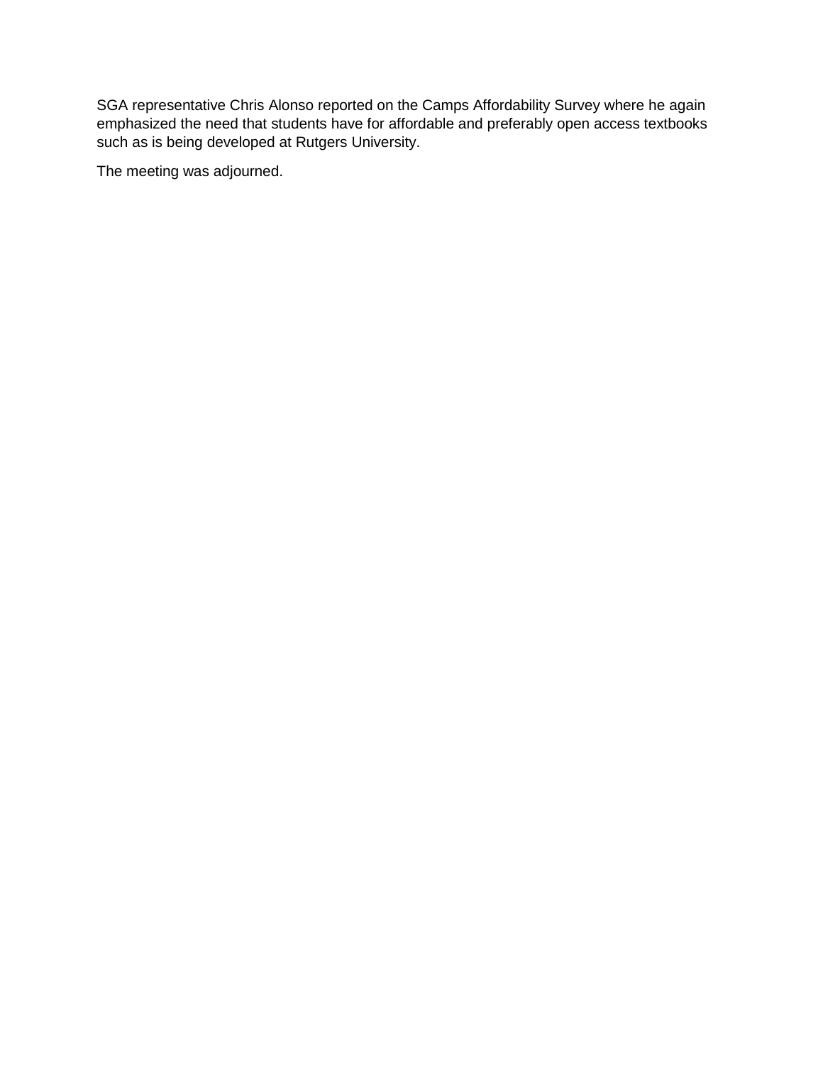SGA representative Chris Alonso reported on the Camps Affordability Survey where he again emphasized the need that students have for affordable and preferably open access textbooks such as is being developed at Rutgers University.

The meeting was adjourned.